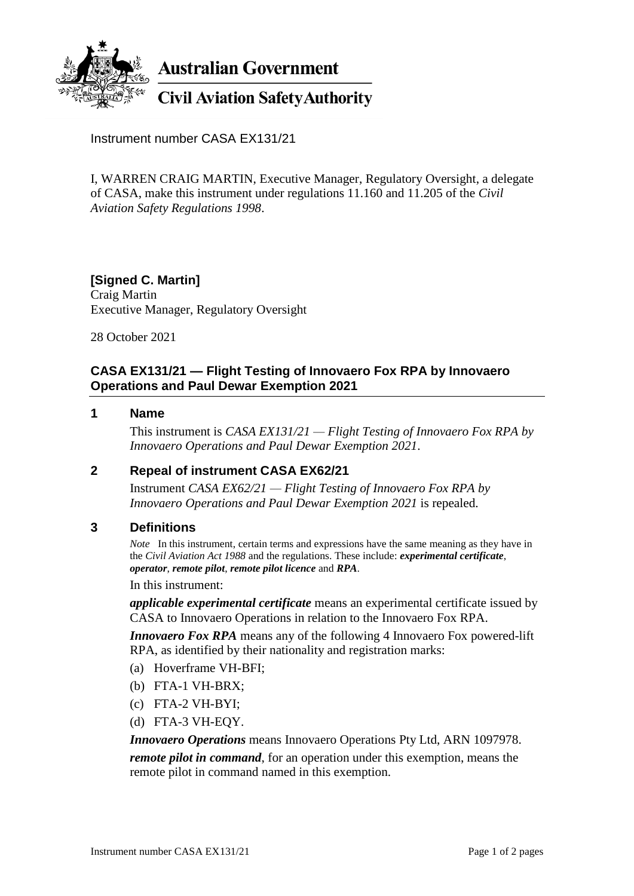**Australian Government**

**Civil Aviation Safety Authority**

Instrument number CASA EX131/21

I, WARREN CRAIG MARTIN, Executive Manager, Regulatory Oversight, a delegate of CASA, make this instrument under regulations 11.160 and 11.205 of the *Civil Aviation Safety Regulations 1998*.

**[Signed C. Martin]**
Craig Martin
Executive Manager, Regulatory Oversight

28 October 2021

## CASA EX131/21 — Flight Testing of Innovaero Fox RPA by Innovaero Operations and Paul Dewar Exemption 2021

### 1 Name

This instrument is *CASA EX131/21 — Flight Testing of Innovaero Fox RPA by Innovaero Operations and Paul Dewar Exemption 2021*.

### 2 Repeal of instrument CASA EX62/21

Instrument *CASA EX62/21 — Flight Testing of Innovaero Fox RPA by Innovaero Operations and Paul Dewar Exemption 2021* is repealed.

### 3 Definitions

*Note* In this instrument, certain terms and expressions have the same meaning as they have in the *Civil Aviation Act 1988* and the regulations. These include: ***experimental certificate***, ***operator***, ***remote pilot***, ***remote pilot licence*** and ***RPA***.

In this instrument:

***applicable experimental certificate*** means an experimental certificate issued by CASA to Innovaero Operations in relation to the Innovaero Fox RPA.

***Innovaero Fox RPA*** means any of the following 4 Innovaero Fox powered-lift RPA, as identified by their nationality and registration marks:

(a) Hoverframe VH-BFI;

(b) FTA-1 VH-BRX;

(c) FTA-2 VH-BYI;

(d) FTA-3 VH-EQY.

***Innovaero Operations*** means Innovaero Operations Pty Ltd, ARN 1097978.

***remote pilot in command***, for an operation under this exemption, means the remote pilot in command named in this exemption.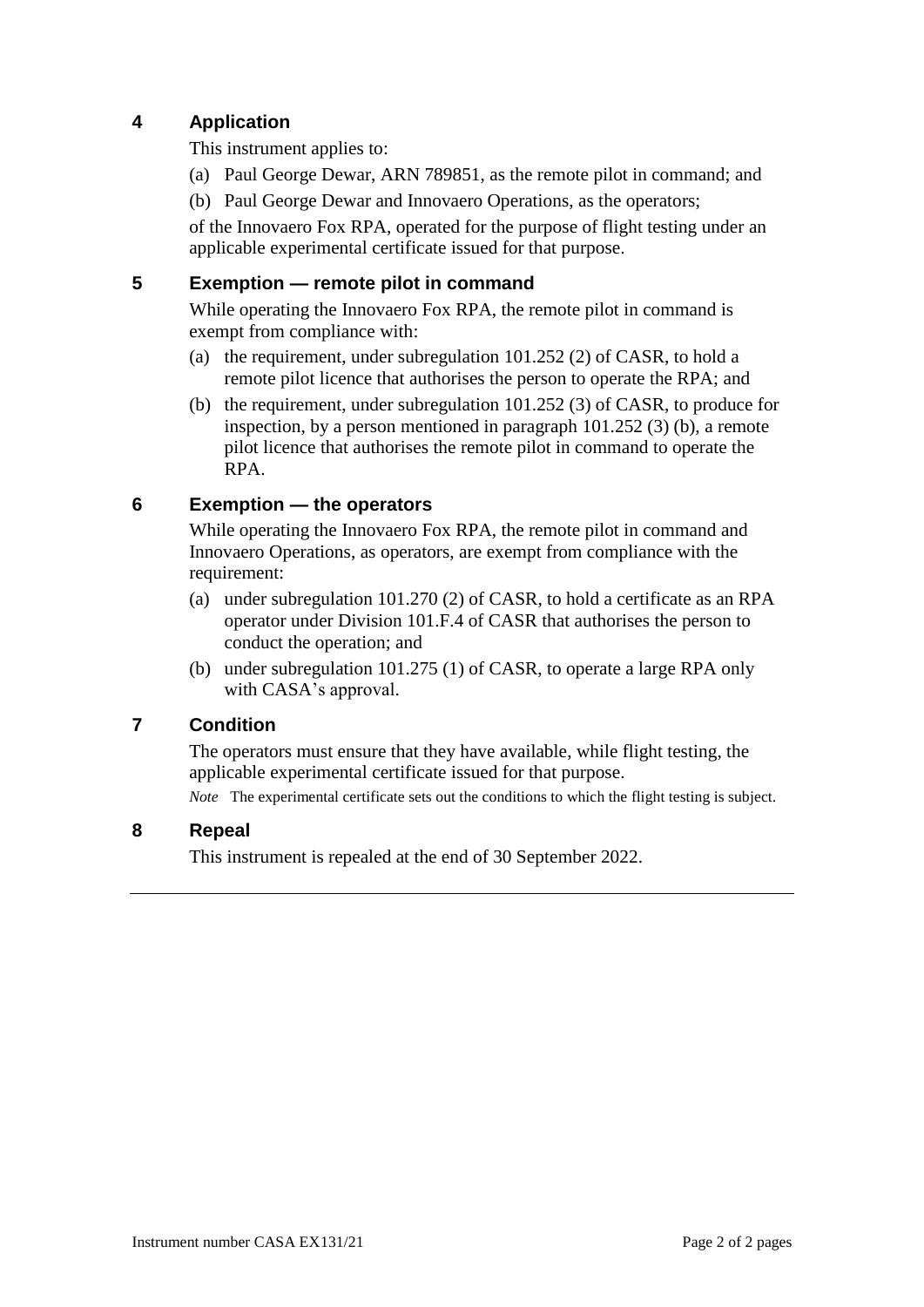## 4 Application

This instrument applies to:

(a) Paul George Dewar, ARN 789851, as the remote pilot in command; and

(b) Paul George Dewar and Innovaero Operations, as the operators;

of the Innovaero Fox RPA, operated for the purpose of flight testing under an applicable experimental certificate issued for that purpose.

## 5 Exemption — remote pilot in command

While operating the Innovaero Fox RPA, the remote pilot in command is exempt from compliance with:

(a) the requirement, under subregulation 101.252 (2) of CASR, to hold a remote pilot licence that authorises the person to operate the RPA; and

(b) the requirement, under subregulation 101.252 (3) of CASR, to produce for inspection, by a person mentioned in paragraph 101.252 (3) (b), a remote pilot licence that authorises the remote pilot in command to operate the RPA.

## 6 Exemption — the operators

While operating the Innovaero Fox RPA, the remote pilot in command and Innovaero Operations, as operators, are exempt from compliance with the requirement:

(a) under subregulation 101.270 (2) of CASR, to hold a certificate as an RPA operator under Division 101.F.4 of CASR that authorises the person to conduct the operation; and

(b) under subregulation 101.275 (1) of CASR, to operate a large RPA only with CASA's approval.

## 7 Condition

The operators must ensure that they have available, while flight testing, the applicable experimental certificate issued for that purpose.

*Note* The experimental certificate sets out the conditions to which the flight testing is subject.

## 8 Repeal

This instrument is repealed at the end of 30 September 2022.